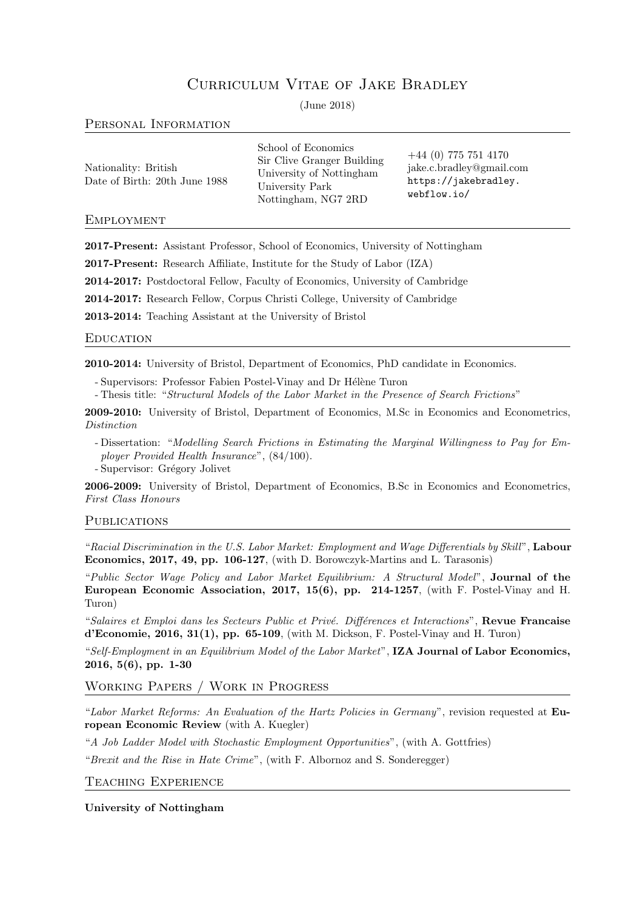# Curriculum Vitae of Jake Bradley

(June 2018)

## Personal Information

Nationality: British
Date of Birth: 20th June 1988

School of Economics
Sir Clive Granger Building
University of Nottingham
University Park
Nottingham, NG7 2RD

+44 (0) 775 751 4170
jake.c.bradley@gmail.com
https://jakebradley.webflow.io/

## Employment

**2017-Present:** Assistant Professor, School of Economics, University of Nottingham

**2017-Present:** Research Affiliate, Institute for the Study of Labor (IZA)

**2014-2017:** Postdoctoral Fellow, Faculty of Economics, University of Cambridge

**2014-2017:** Research Fellow, Corpus Christi College, University of Cambridge

**2013-2014:** Teaching Assistant at the University of Bristol

## Education

**2010-2014:** University of Bristol, Department of Economics, PhD candidate in Economics.

- Supervisors: Professor Fabien Postel-Vinay and Dr Hélène Turon
- Thesis title: "*Structural Models of the Labor Market in the Presence of Search Frictions*"

**2009-2010:** University of Bristol, Department of Economics, M.Sc in Economics and Econometrics, *Distinction*

- Dissertation: "*Modelling Search Frictions in Estimating the Marginal Willingness to Pay for Employer Provided Health Insurance*", (84/100).
- Supervisor: Grégory Jolivet

**2006-2009:** University of Bristol, Department of Economics, B.Sc in Economics and Econometrics, *First Class Honours*

## Publications

"*Racial Discrimination in the U.S. Labor Market: Employment and Wage Differentials by Skill*", **Labour Economics, 2017, 49, pp. 106-127**, (with D. Borowczyk-Martins and L. Tarasonis)

"*Public Sector Wage Policy and Labor Market Equilibrium: A Structural Model*", **Journal of the European Economic Association, 2017, 15(6), pp. 214-1257**, (with F. Postel-Vinay and H. Turon)

"*Salaires et Emploi dans les Secteurs Public et Privé. Différences et Interactions*", **Revue Francaise d'Economie, 2016, 31(1), pp. 65-109**, (with M. Dickson, F. Postel-Vinay and H. Turon)

"*Self-Employment in an Equilibrium Model of the Labor Market*", **IZA Journal of Labor Economics, 2016, 5(6), pp. 1-30**

## Working Papers / Work in Progress

"*Labor Market Reforms: An Evaluation of the Hartz Policies in Germany*", revision requested at **European Economic Review** (with A. Kuegler)

"*A Job Ladder Model with Stochastic Employment Opportunities*", (with A. Gottfries)

"*Brexit and the Rise in Hate Crime*", (with F. Albornoz and S. Sonderegger)

## Teaching Experience

**University of Nottingham**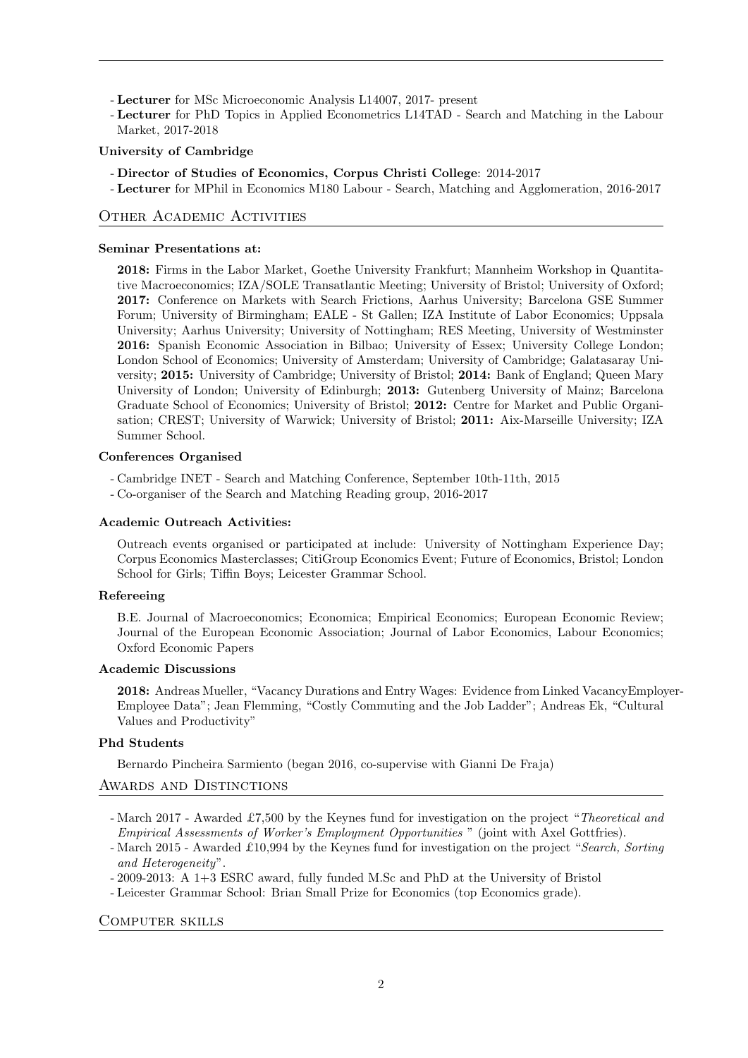- **Lecturer** for MSc Microeconomic Analysis L14007, 2017- present
- **Lecturer** for PhD Topics in Applied Econometrics L14TAD - Search and Matching in the Labour Market, 2017-2018

**University of Cambridge**

- **Director of Studies of Economics, Corpus Christi College**: 2014-2017
- **Lecturer** for MPhil in Economics M180 Labour - Search, Matching and Agglomeration, 2016-2017

## Other Academic Activities

**Seminar Presentations at:**

**2018:** Firms in the Labor Market, Goethe University Frankfurt; Mannheim Workshop in Quantitative Macroeconomics; IZA/SOLE Transatlantic Meeting; University of Bristol; University of Oxford; **2017:** Conference on Markets with Search Frictions, Aarhus University; Barcelona GSE Summer Forum; University of Birmingham; EALE - St Gallen; IZA Institute of Labor Economics; Uppsala University; Aarhus University; University of Nottingham; RES Meeting, University of Westminster **2016:** Spanish Economic Association in Bilbao; University of Essex; University College London; London School of Economics; University of Amsterdam; University of Cambridge; Galatasaray University; **2015:** University of Cambridge; University of Bristol; **2014:** Bank of England; Queen Mary University of London; University of Edinburgh; **2013:** Gutenberg University of Mainz; Barcelona Graduate School of Economics; University of Bristol; **2012:** Centre for Market and Public Organisation; CREST; University of Warwick; University of Bristol; **2011:** Aix-Marseille University; IZA Summer School.

**Conferences Organised**

- Cambridge INET - Search and Matching Conference, September 10th-11th, 2015
- Co-organiser of the Search and Matching Reading group, 2016-2017

**Academic Outreach Activities:**

Outreach events organised or participated at include: University of Nottingham Experience Day; Corpus Economics Masterclasses; CitiGroup Economics Event; Future of Economics, Bristol; London School for Girls; Tiffin Boys; Leicester Grammar School.

**Refereeing**

B.E. Journal of Macroeconomics; Economica; Empirical Economics; European Economic Review; Journal of the European Economic Association; Journal of Labor Economics, Labour Economics; Oxford Economic Papers

**Academic Discussions**

**2018:** Andreas Mueller, "Vacancy Durations and Entry Wages: Evidence from Linked VacancyEmployer-Employee Data"; Jean Flemming, "Costly Commuting and the Job Ladder"; Andreas Ek, "Cultural Values and Productivity"

**Phd Students**

Bernardo Pincheira Sarmiento (began 2016, co-supervise with Gianni De Fraja)

## Awards and Distinctions

- March 2017 - Awarded £7,500 by the Keynes fund for investigation on the project "*Theoretical and Empirical Assessments of Worker's Employment Opportunities* " (joint with Axel Gottfries).
- March 2015 - Awarded £10,994 by the Keynes fund for investigation on the project "*Search, Sorting and Heterogeneity*".
- 2009-2013: A 1+3 ESRC award, fully funded M.Sc and PhD at the University of Bristol
- Leicester Grammar School: Brian Small Prize for Economics (top Economics grade).

## Computer skills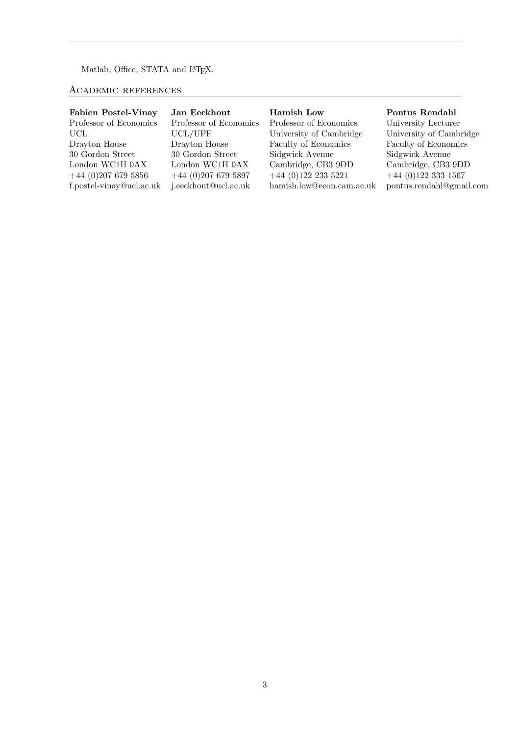Matlab, Office, STATA and LaTeX.

## Academic references

| | | | |
|---|---|---|---|
| **Fabien Postel-Vinay** | **Jan Eeckhout** | **Hamish Low** | **Pontus Rendahl** |
| Professor of Economics | Professor of Economics | Professor of Economics | University Lecturer |
| UCL | UCL/UPF | University of Cambridge | University of Cambridge |
| Drayton House | Drayton House | Faculty of Economics | Faculty of Economics |
| 30 Gordon Street | 30 Gordon Street | Sidgwick Avenue | Sidgwick Avenue |
| London WC1H 0AX | London WC1H 0AX | Cambridge, CB3 9DD | Cambridge, CB3 9DD |
| +44 (0)207 679 5856 | +44 (0)207 679 5897 | +44 (0)122 233 5221 | +44 (0)122 333 1567 |
| f.postel-vinay@ucl.ac.uk | j.eeckhout@ucl.ac.uk | hamish.low@econ.cam.ac.uk | pontus.rendahl@gmail.com |